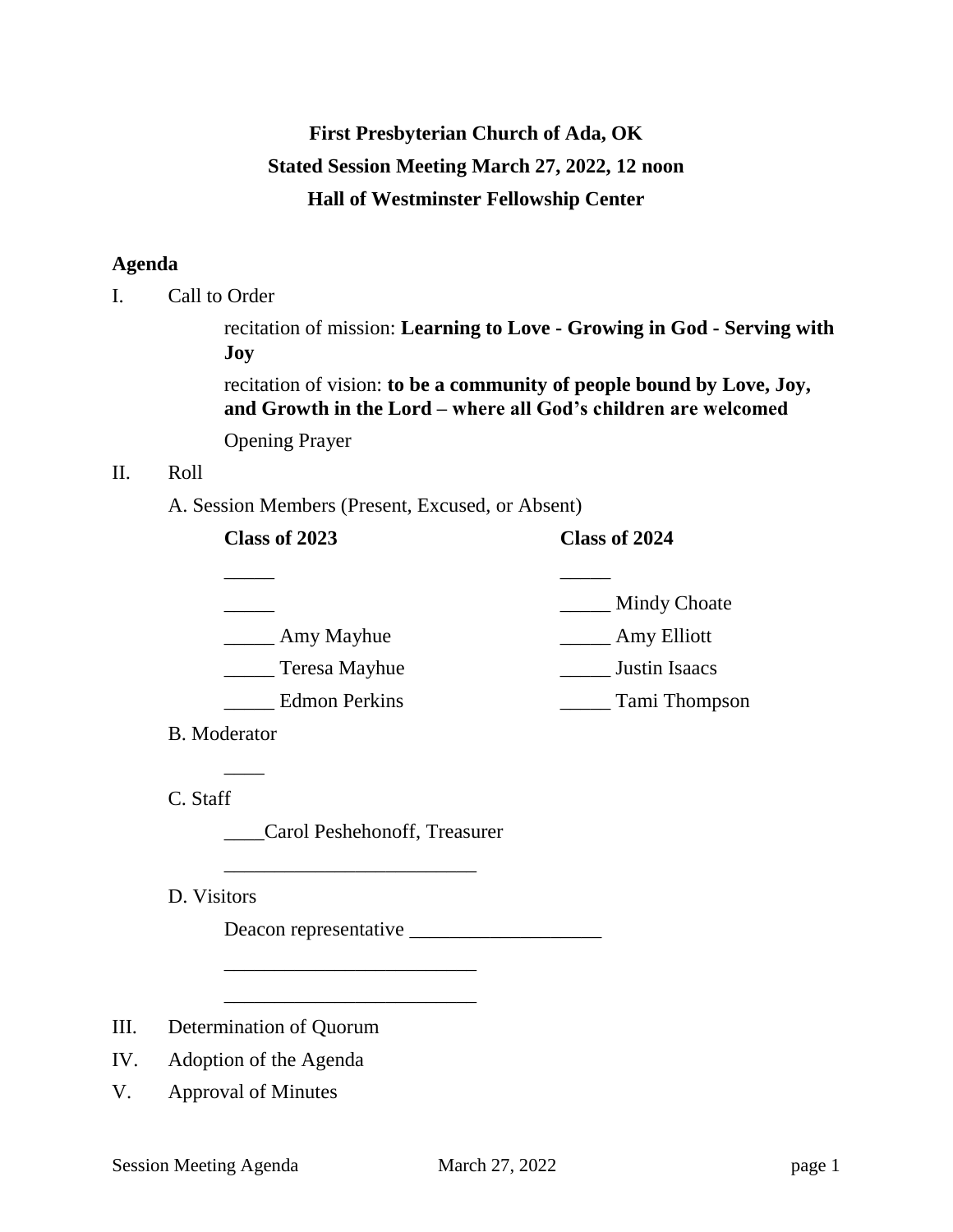**First Presbyterian Church of Ada, OK**

**Stated Session Meeting March 27, 2022, 12 noon**

**Hall of Westminster Fellowship Center**

**Agenda**

I. Call to Order

recitation of mission: **Learning to Love - Growing in God - Serving with Joy**

recitation of vision: **to be a community of people bound by Love, Joy, and Growth in the Lord – where all God's children are welcomed**

Opening Prayer

II. Roll

A. Session Members (Present, Excused, or Absent)

| **Class of 2023** | **Class of 2024** |
|---|---|
| _____ | _____ |
| _____ | _____ Mindy Choate |
| _____ Amy Mayhue | _____ Amy Elliott |
| _____ Teresa Mayhue | _____ Justin Isaacs |
| _____ Edmon Perkins | _____ Tami Thompson |

B. Moderator

____

C. Staff

____Carol Peshehonoff, Treasurer

_________________________

D. Visitors

Deacon representative ___________________

_________________________

_________________________

III. Determination of Quorum

IV. Adoption of the Agenda

V. Approval of Minutes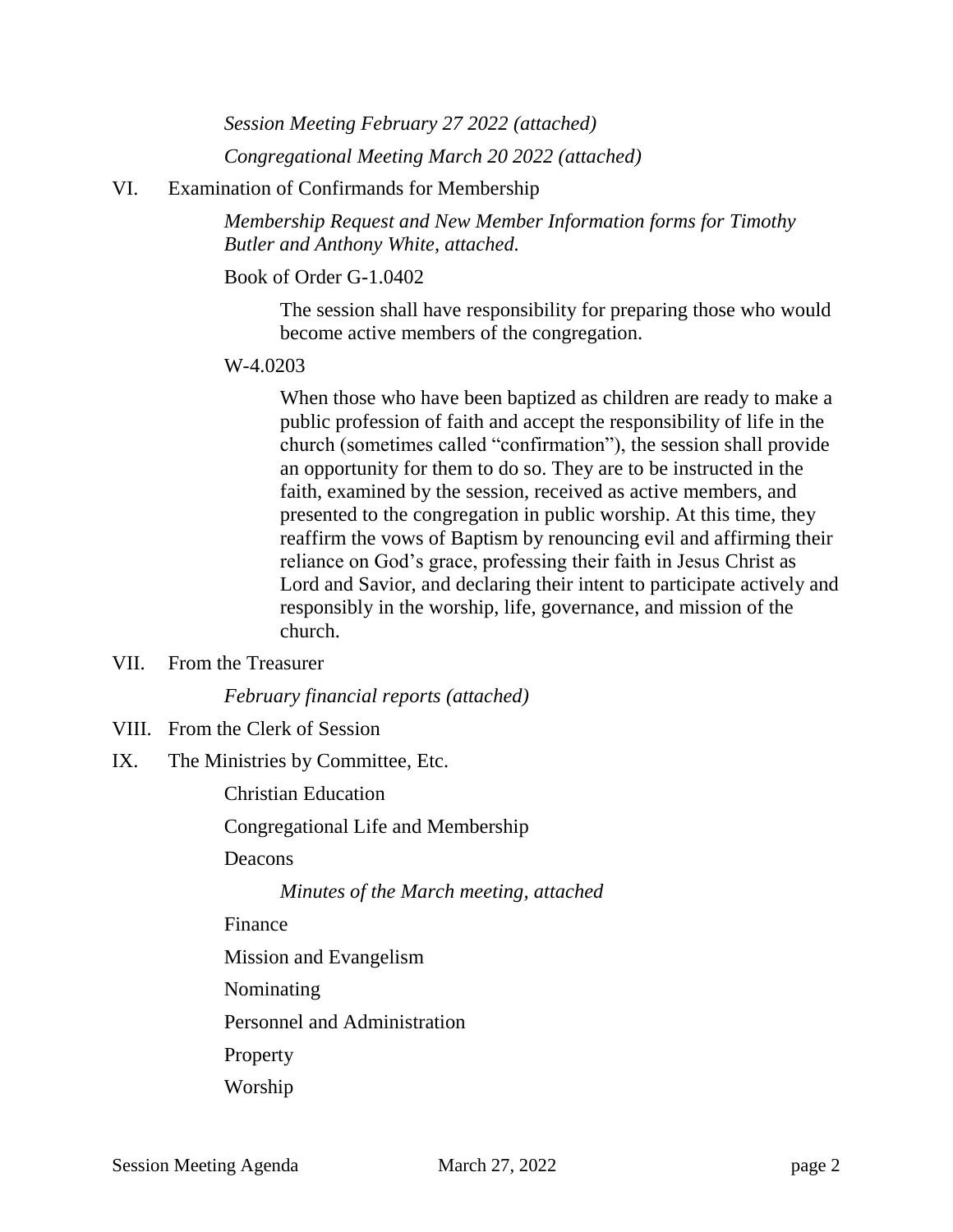*Session Meeting February 27 2022 (attached)*

*Congregational Meeting March 20 2022 (attached)*

VI. Examination of Confirmands for Membership

*Membership Request and New Member Information forms for Timothy Butler and Anthony White, attached.*

Book of Order G-1.0402

> The session shall have responsibility for preparing those who would become active members of the congregation.

W-4.0203

> When those who have been baptized as children are ready to make a public profession of faith and accept the responsibility of life in the church (sometimes called "confirmation"), the session shall provide an opportunity for them to do so. They are to be instructed in the faith, examined by the session, received as active members, and presented to the congregation in public worship. At this time, they reaffirm the vows of Baptism by renouncing evil and affirming their reliance on God's grace, professing their faith in Jesus Christ as Lord and Savior, and declaring their intent to participate actively and responsibly in the worship, life, governance, and mission of the church.

VII. From the Treasurer

*February financial reports (attached)*

VIII. From the Clerk of Session

IX. The Ministries by Committee, Etc.

Christian Education

Congregational Life and Membership

Deacons

*Minutes of the March meeting, attached*

Finance

Mission and Evangelism

Nominating

Personnel and Administration

Property

Worship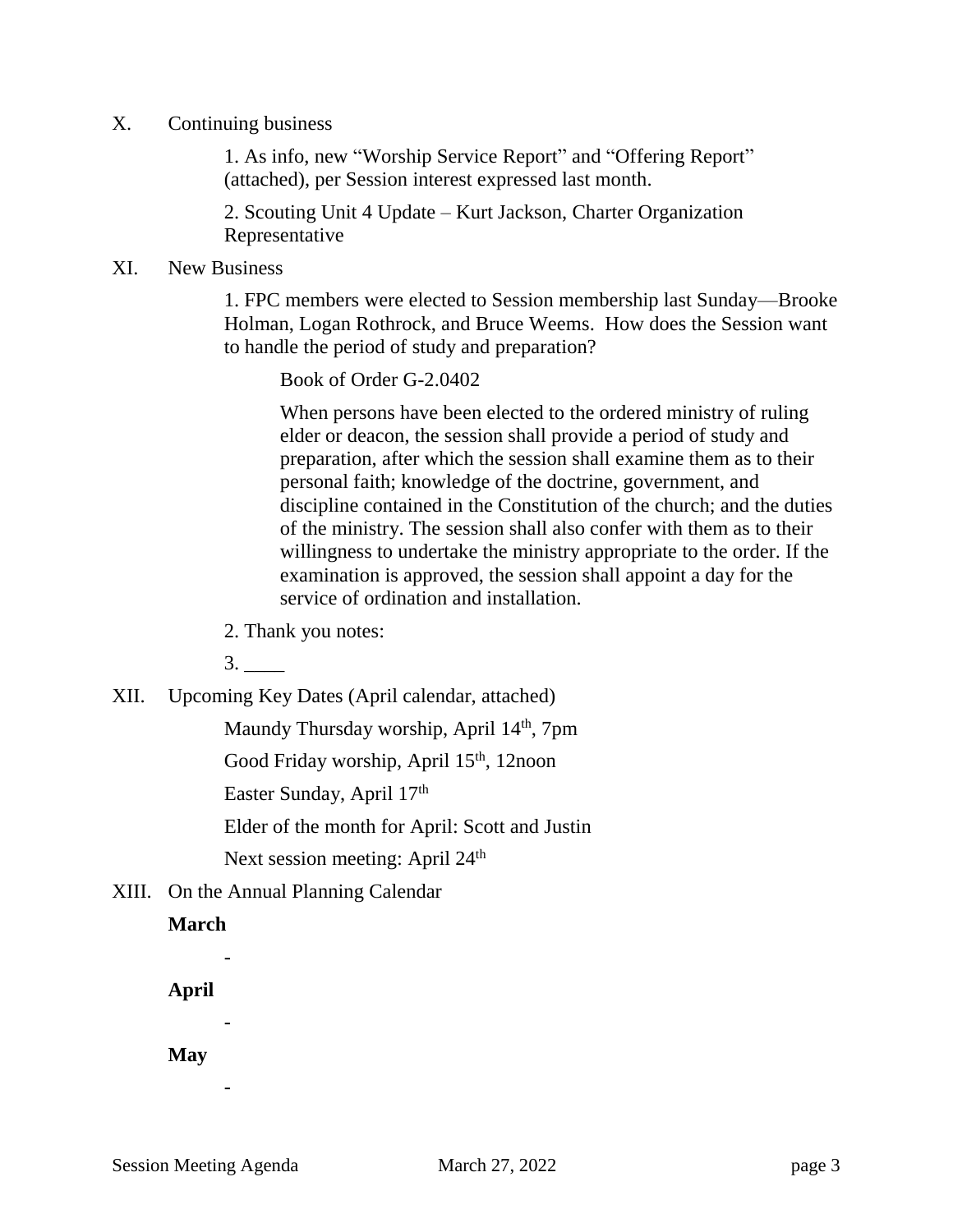X. Continuing business

1. As info, new "Worship Service Report" and "Offering Report" (attached), per Session interest expressed last month.

2. Scouting Unit 4 Update – Kurt Jackson, Charter Organization Representative

XI. New Business

1. FPC members were elected to Session membership last Sunday—Brooke Holman, Logan Rothrock, and Bruce Weems. How does the Session want to handle the period of study and preparation?

> Book of Order G-2.0402
>
> When persons have been elected to the ordered ministry of ruling elder or deacon, the session shall provide a period of study and preparation, after which the session shall examine them as to their personal faith; knowledge of the doctrine, government, and discipline contained in the Constitution of the church; and the duties of the ministry. The session shall also confer with them as to their willingness to undertake the ministry appropriate to the order. If the examination is approved, the session shall appoint a day for the service of ordination and installation.

2. Thank you notes:

3. ____

XII. Upcoming Key Dates (April calendar, attached)

Maundy Thursday worship, April 14th, 7pm

Good Friday worship, April 15th, 12noon

Easter Sunday, April 17th

Elder of the month for April: Scott and Justin

Next session meeting: April 24th

XIII. On the Annual Planning Calendar

**March**

-

**April**

-

**May**

-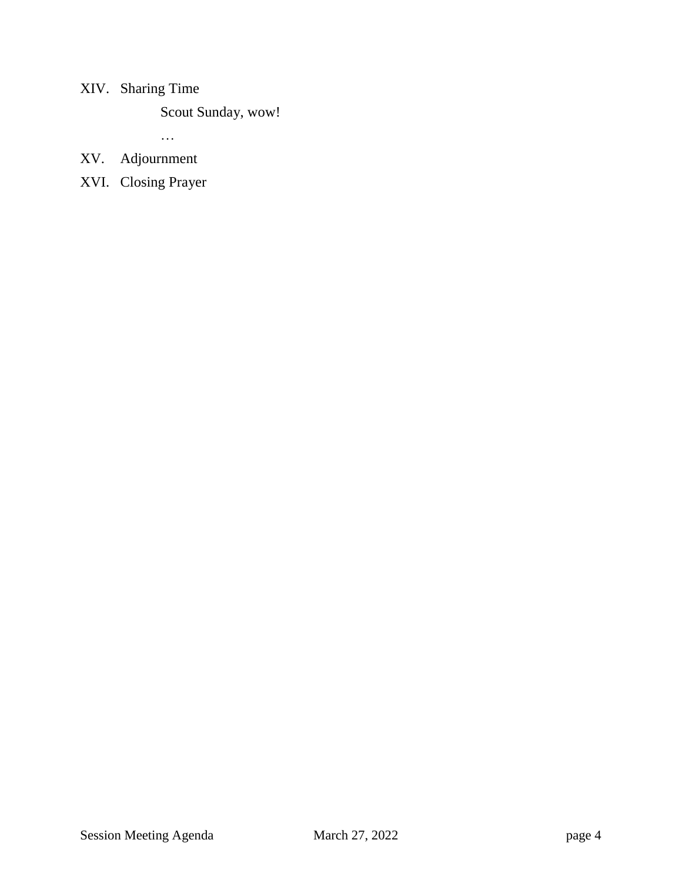XIV. Sharing Time

  Scout Sunday, wow!

  …

XV. Adjournment

XVI. Closing Prayer